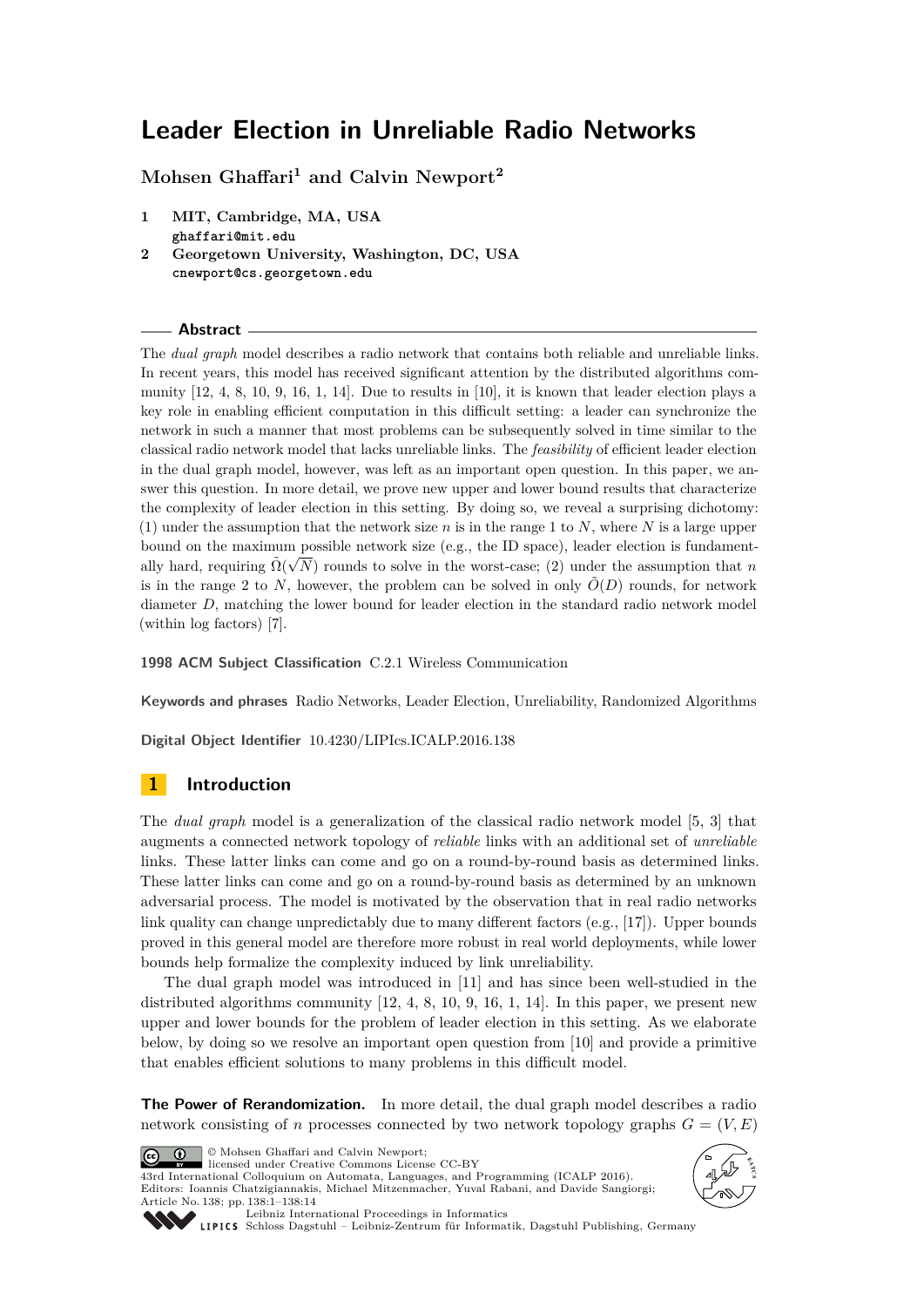# Leader Election in Unreliable Radio Networks

**Mohsen Ghaffari[1] and Calvin Newport[2]**

1. **MIT, Cambridge, MA, USA**
   `ghaffari@mit.edu`
2. **Georgetown University, Washington, DC, USA**
   `cnewport@cs.georgetown.edu`

## Abstract

The *dual graph* model describes a radio network that contains both reliable and unreliable links. In recent years, this model has received significant attention by the distributed algorithms community [12, 4, 8, 10, 9, 16, 1, 14]. Due to results in [10], it is known that leader election plays a key role in enabling efficient computation in this difficult setting: a leader can synchronize the network in such a manner that most problems can be subsequently solved in time similar to the classical radio network model that lacks unreliable links. The *feasibility* of efficient leader election in the dual graph model, however, was left as an important open question. In this paper, we answer this question. In more detail, we prove new upper and lower bound results that characterize the complexity of leader election in this setting. By doing so, we reveal a surprising dichotomy: (1) under the assumption that the network size $n$ is in the range 1 to $N$, where $N$ is a large upper bound on the maximum possible network size (e.g., the ID space), leader election is fundamentally hard, requiring $\tilde{\Omega}(\sqrt{N})$ rounds to solve in the worst-case; (2) under the assumption that $n$ is in the range 2 to $N$, however, the problem can be solved in only $\tilde{O}(D)$ rounds, for network diameter $D$, matching the lower bound for leader election in the standard radio network model (within log factors) [7].

**1998 ACM Subject Classification** C.2.1 Wireless Communication

**Keywords and phrases** Radio Networks, Leader Election, Unreliability, Randomized Algorithms

**Digital Object Identifier** 10.4230/LIPIcs.ICALP.2016.138

## 1 Introduction

The *dual graph* model is a generalization of the classical radio network model [5, 3] that augments a connected network topology of *reliable* links with an additional set of *unreliable* links. These latter links can come and go on a round-by-round basis as determined links. These latter links can come and go on a round-by-round basis as determined by an unknown adversarial process. The model is motivated by the observation that in real radio networks link quality can change unpredictably due to many different factors (e.g., [17]). Upper bounds proved in this general model are therefore more robust in real world deployments, while lower bounds help formalize the complexity induced by link unreliability.

The dual graph model was introduced in [11] and has since been well-studied in the distributed algorithms community [12, 4, 8, 10, 9, 16, 1, 14]. In this paper, we present new upper and lower bounds for the problem of leader election in this setting. As we elaborate below, by doing so we resolve an important open question from [10] and provide a primitive that enables efficient solutions to many problems in this difficult model.

**The Power of Rerandomization.** In more detail, the dual graph model describes a radio network consisting of $n$ processes connected by two network topology graphs $G = (V, E)$

© Mohsen Ghaffari and Calvin Newport;
licensed under Creative Commons License CC-BY
43rd International Colloquium on Automata, Languages, and Programming (ICALP 2016).
Editors: Ioannis Chatzigiannakis, Michael Mitzenmacher, Yuval Rabani, and Davide Sangiorgi;
Article No. 138; pp. 138:1–138:14
Leibniz International Proceedings in Informatics
Schloss Dagstuhl – Leibniz-Zentrum für Informatik, Dagstuhl Publishing, Germany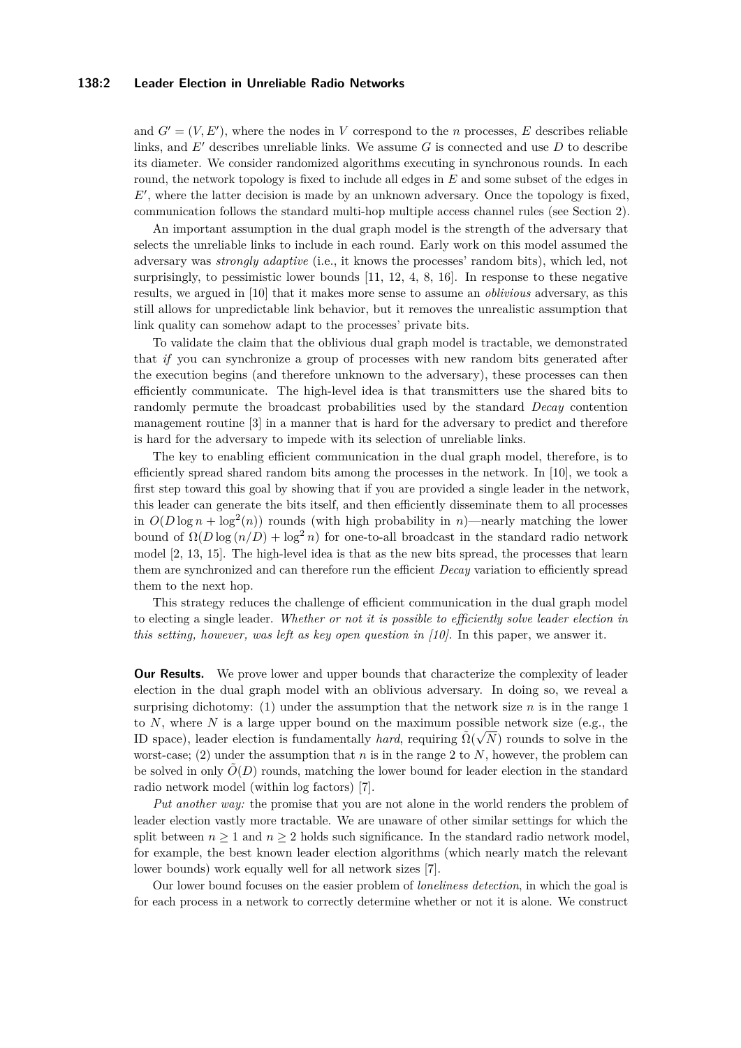and $G' = (V, E')$, where the nodes in $V$ correspond to the $n$ processes, $E$ describes reliable links, and $E'$ describes unreliable links. We assume $G$ is connected and use $D$ to describe its diameter. We consider randomized algorithms executing in synchronous rounds. In each round, the network topology is fixed to include all edges in $E$ and some subset of the edges in $E'$, where the latter decision is made by an unknown adversary. Once the topology is fixed, communication follows the standard multi-hop multiple access channel rules (see Section 2).

An important assumption in the dual graph model is the strength of the adversary that selects the unreliable links to include in each round. Early work on this model assumed the adversary was *strongly adaptive* (i.e., it knows the processes' random bits), which led, not surprisingly, to pessimistic lower bounds [11, 12, 4, 8, 16]. In response to these negative results, we argued in [10] that it makes more sense to assume an *oblivious* adversary, as this still allows for unpredictable link behavior, but it removes the unrealistic assumption that link quality can somehow adapt to the processes' private bits.

To validate the claim that the oblivious dual graph model is tractable, we demonstrated that *if* you can synchronize a group of processes with new random bits generated after the execution begins (and therefore unknown to the adversary), these processes can then efficiently communicate. The high-level idea is that transmitters use the shared bits to randomly permute the broadcast probabilities used by the standard *Decay* contention management routine [3] in a manner that is hard for the adversary to predict and therefore is hard for the adversary to impede with its selection of unreliable links.

The key to enabling efficient communication in the dual graph model, therefore, is to efficiently spread shared random bits among the processes in the network. In [10], we took a first step toward this goal by showing that if you are provided a single leader in the network, this leader can generate the bits itself, and then efficiently disseminate them to all processes in $O(D \log n + \log^2(n))$ rounds (with high probability in $n$)—nearly matching the lower bound of $\Omega(D \log (n/D) + \log^2 n)$ for one-to-all broadcast in the standard radio network model [2, 13, 15]. The high-level idea is that as the new bits spread, the processes that learn them are synchronized and can therefore run the efficient *Decay* variation to efficiently spread them to the next hop.

This strategy reduces the challenge of efficient communication in the dual graph model to electing a single leader. *Whether or not it is possible to efficiently solve leader election in this setting, however, was left as key open question in [10].* In this paper, we answer it.

**Our Results.** We prove lower and upper bounds that characterize the complexity of leader election in the dual graph model with an oblivious adversary. In doing so, we reveal a surprising dichotomy: (1) under the assumption that the network size $n$ is in the range 1 to $N$, where $N$ is a large upper bound on the maximum possible network size (e.g., the ID space), leader election is fundamentally *hard*, requiring $\tilde{\Omega}(\sqrt{N})$ rounds to solve in the worst-case; (2) under the assumption that $n$ is in the range 2 to $N$, however, the problem can be solved in only $\tilde{O}(D)$ rounds, matching the lower bound for leader election in the standard radio network model (within log factors) [7].

*Put another way:* the promise that you are not alone in the world renders the problem of leader election vastly more tractable. We are unaware of other similar settings for which the split between $n \geq 1$ and $n \geq 2$ holds such significance. In the standard radio network model, for example, the best known leader election algorithms (which nearly match the relevant lower bounds) work equally well for all network sizes [7].

Our lower bound focuses on the easier problem of *loneliness detection*, in which the goal is for each process in a network to correctly determine whether or not it is alone. We construct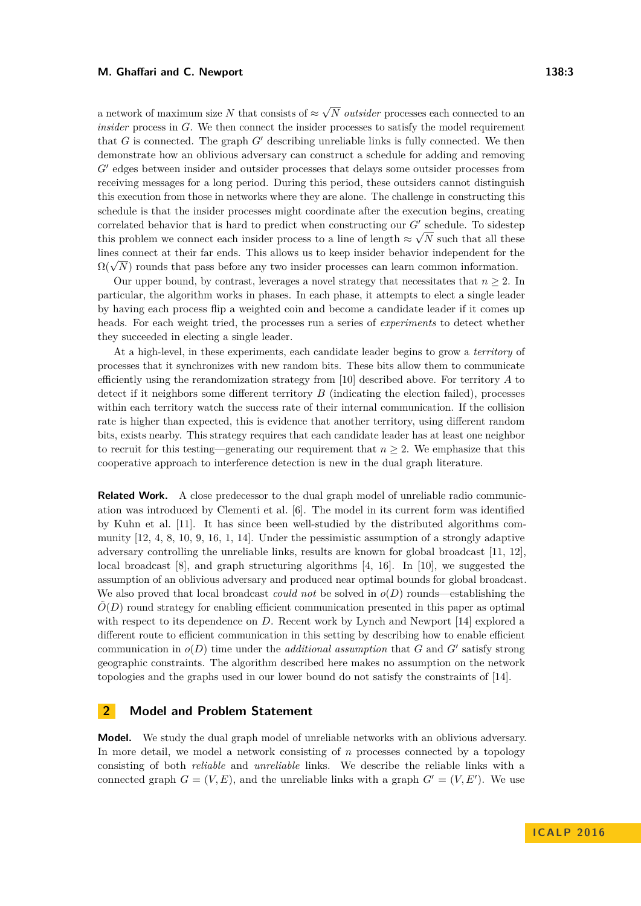a network of maximum size $N$ that consists of $\approx \sqrt{N}$ *outsider* processes each connected to an *insider* process in $G$. We then connect the insider processes to satisfy the model requirement that $G$ is connected. The graph $G'$ describing unreliable links is fully connected. We then demonstrate how an oblivious adversary can construct a schedule for adding and removing $G'$ edges between insider and outsider processes that delays some outsider processes from receiving messages for a long period. During this period, these outsiders cannot distinguish this execution from those in networks where they are alone. The challenge in constructing this schedule is that the insider processes might coordinate after the execution begins, creating correlated behavior that is hard to predict when constructing our $G'$ schedule. To sidestep this problem we connect each insider process to a line of length $\approx \sqrt{N}$ such that all these lines connect at their far ends. This allows us to keep insider behavior independent for the $\Omega(\sqrt{N})$ rounds that pass before any two insider processes can learn common information.

Our upper bound, by contrast, leverages a novel strategy that necessitates that $n \geq 2$. In particular, the algorithm works in phases. In each phase, it attempts to elect a single leader by having each process flip a weighted coin and become a candidate leader if it comes up heads. For each weight tried, the processes run a series of *experiments* to detect whether they succeeded in electing a single leader.

At a high-level, in these experiments, each candidate leader begins to grow a *territory* of processes that it synchronizes with new random bits. These bits allow them to communicate efficiently using the rerandomization strategy from [10] described above. For territory $A$ to detect if it neighbors some different territory $B$ (indicating the election failed), processes within each territory watch the success rate of their internal communication. If the collision rate is higher than expected, this is evidence that another territory, using different random bits, exists nearby. This strategy requires that each candidate leader has at least one neighbor to recruit for this testing—generating our requirement that $n \geq 2$. We emphasize that this cooperative approach to interference detection is new in the dual graph literature.

**Related Work.** A close predecessor to the dual graph model of unreliable radio communication was introduced by Clementi et al. [6]. The model in its current form was identified by Kuhn et al. [11]. It has since been well-studied by the distributed algorithms community [12, 4, 8, 10, 9, 16, 1, 14]. Under the pessimistic assumption of a strongly adaptive adversary controlling the unreliable links, results are known for global broadcast [11, 12], local broadcast [8], and graph structuring algorithms [4, 16]. In [10], we suggested the assumption of an oblivious adversary and produced near optimal bounds for global broadcast. We also proved that local broadcast *could not* be solved in $o(D)$ rounds—establishing the $\tilde{O}(D)$ round strategy for enabling efficient communication presented in this paper as optimal with respect to its dependence on $D$. Recent work by Lynch and Newport [14] explored a different route to efficient communication in this setting by describing how to enable efficient communication in $o(D)$ time under the *additional assumption* that $G$ and $G'$ satisfy strong geographic constraints. The algorithm described here makes no assumption on the network topologies and the graphs used in our lower bound do not satisfy the constraints of [14].

## 2 Model and Problem Statement

**Model.** We study the dual graph model of unreliable networks with an oblivious adversary. In more detail, we model a network consisting of $n$ processes connected by a topology consisting of both *reliable* and *unreliable* links. We describe the reliable links with a connected graph $G = (V, E)$, and the unreliable links with a graph $G' = (V, E')$. We use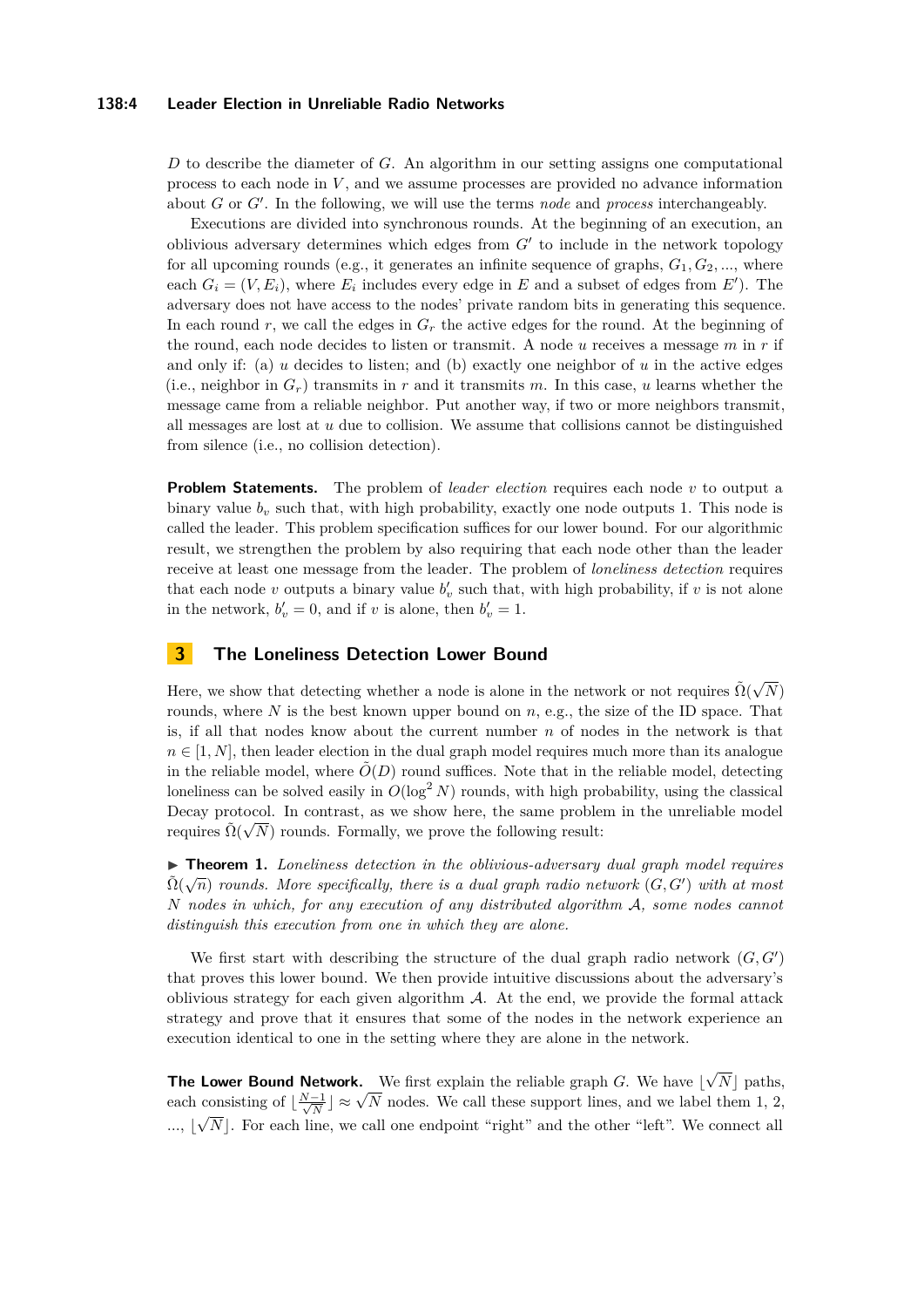$D$ to describe the diameter of $G$. An algorithm in our setting assigns one computational process to each node in $V$, and we assume processes are provided no advance information about $G$ or $G'$. In the following, we will use the terms *node* and *process* interchangeably.

Executions are divided into synchronous rounds. At the beginning of an execution, an oblivious adversary determines which edges from $G'$ to include in the network topology for all upcoming rounds (e.g., it generates an infinite sequence of graphs, $G_1, G_2, ...,$ where each $G_i = (V, E_i)$, where $E_i$ includes every edge in $E$ and a subset of edges from $E'$). The adversary does not have access to the nodes' private random bits in generating this sequence. In each round $r$, we call the edges in $G_r$ the active edges for the round. At the beginning of the round, each node decides to listen or transmit. A node $u$ receives a message $m$ in $r$ if and only if: (a) $u$ decides to listen; and (b) exactly one neighbor of $u$ in the active edges (i.e., neighbor in $G_r$) transmits in $r$ and it transmits $m$. In this case, $u$ learns whether the message came from a reliable neighbor. Put another way, if two or more neighbors transmit, all messages are lost at $u$ due to collision. We assume that collisions cannot be distinguished from silence (i.e., no collision detection).

**Problem Statements.** The problem of *leader election* requires each node $v$ to output a binary value $b_v$ such that, with high probability, exactly one node outputs 1. This node is called the leader. This problem specification suffices for our lower bound. For our algorithmic result, we strengthen the problem by also requiring that each node other than the leader receive at least one message from the leader. The problem of *loneliness detection* requires that each node $v$ outputs a binary value $b'_v$ such that, with high probability, if $v$ is not alone in the network, $b'_v = 0$, and if $v$ is alone, then $b'_v = 1$.

## 3 The Loneliness Detection Lower Bound

Here, we show that detecting whether a node is alone in the network or not requires $\tilde{\Omega}(\sqrt{N})$ rounds, where $N$ is the best known upper bound on $n$, e.g., the size of the ID space. That is, if all that nodes know about the current number $n$ of nodes in the network is that $n \in [1, N]$, then leader election in the dual graph model requires much more than its analogue in the reliable model, where $\tilde{O}(D)$ round suffices. Note that in the reliable model, detecting loneliness can be solved easily in $O(\log^2 N)$ rounds, with high probability, using the classical Decay protocol. In contrast, as we show here, the same problem in the unreliable model requires $\tilde{\Omega}(\sqrt{N})$ rounds. Formally, we prove the following result:

▶ **Theorem 1.** *Loneliness detection in the oblivious-adversary dual graph model requires $\tilde{\Omega}(\sqrt{n})$ rounds. More specifically, there is a dual graph radio network $(G, G')$ with at most $N$ nodes in which, for any execution of any distributed algorithm $\mathcal{A}$, some nodes cannot distinguish this execution from one in which they are alone.*

We first start with describing the structure of the dual graph radio network $(G, G')$ that proves this lower bound. We then provide intuitive discussions about the adversary's oblivious strategy for each given algorithm $\mathcal{A}$. At the end, we provide the formal attack strategy and prove that it ensures that some of the nodes in the network experience an execution identical to one in the setting where they are alone in the network.

**The Lower Bound Network.** We first explain the reliable graph $G$. We have $\lfloor\sqrt{N}\rfloor$ paths, each consisting of $\lfloor\frac{N-1}{\sqrt{N}}\rfloor \approx \sqrt{N}$ nodes. We call these support lines, and we label them 1, 2, ..., $\lfloor\sqrt{N}\rfloor$. For each line, we call one endpoint "right" and the other "left". We connect all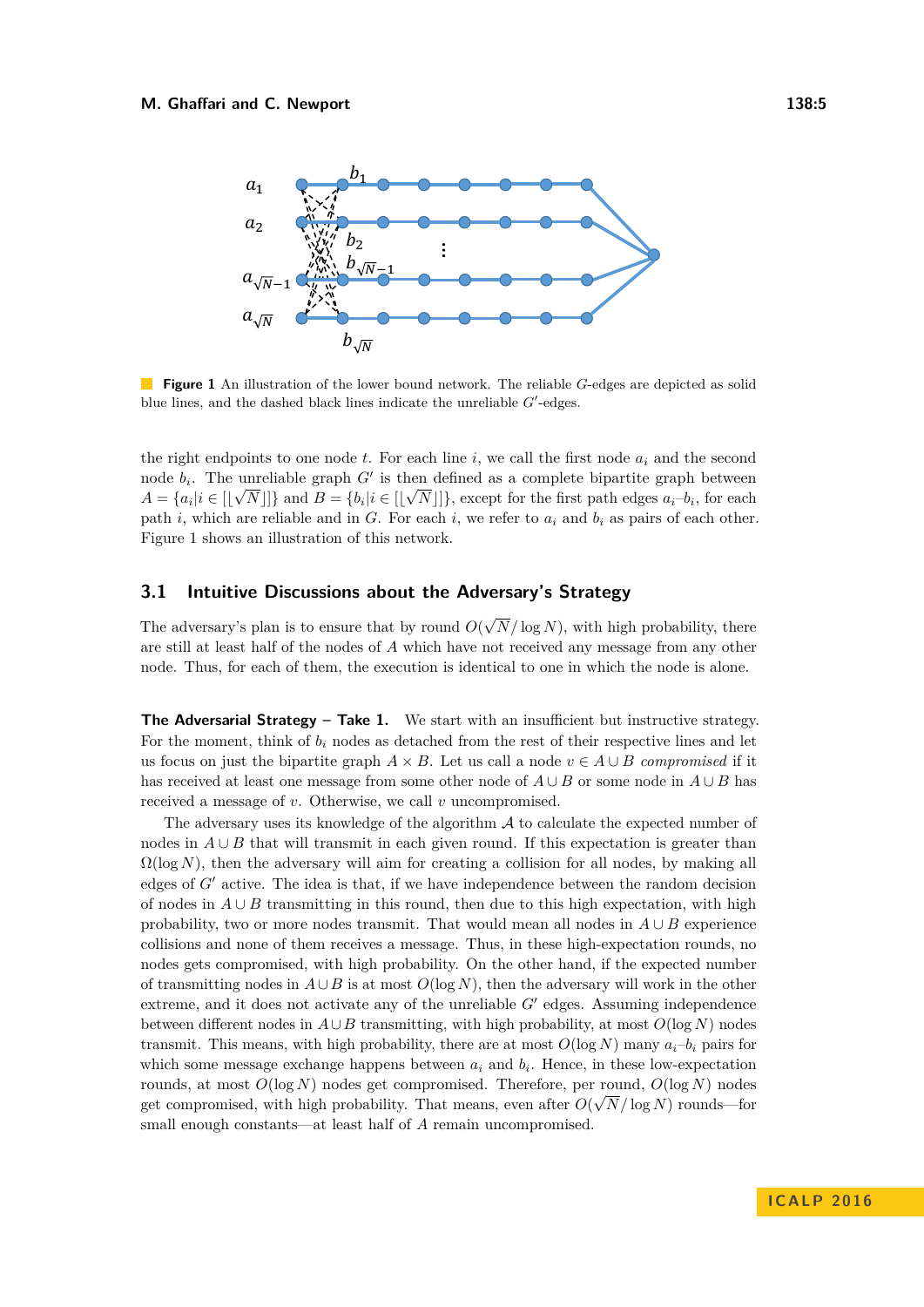**Figure 1** An illustration of the lower bound network. The reliable $G$-edges are depicted as solid blue lines, and the dashed black lines indicate the unreliable $G'$-edges.

the right endpoints to one node $t$. For each line $i$, we call the first node $a_i$ and the second node $b_i$. The unreliable graph $G'$ is then defined as a complete bipartite graph between $A = \{a_i | i \in [\lfloor\sqrt{N}\rfloor]\}$ and $B = \{b_i | i \in [\lfloor\sqrt{N}\rfloor]\}$, except for the first path edges $a_i$–$b_i$, for each path $i$, which are reliable and in $G$. For each $i$, we refer to $a_i$ and $b_i$ as pairs of each other. Figure 1 shows an illustration of this network.

## 3.1 Intuitive Discussions about the Adversary's Strategy

The adversary's plan is to ensure that by round $O(\sqrt{N}/\log N)$, with high probability, there are still at least half of the nodes of $A$ which have not received any message from any other node. Thus, for each of them, the execution is identical to one in which the node is alone.

**The Adversarial Strategy – Take 1.** We start with an insufficient but instructive strategy. For the moment, think of $b_i$ nodes as detached from the rest of their respective lines and let us focus on just the bipartite graph $A \times B$. Let us call a node $v \in A \cup B$ *compromised* if it has received at least one message from some other node of $A \cup B$ or some node in $A \cup B$ has received a message of $v$. Otherwise, we call $v$ uncompromised.

The adversary uses its knowledge of the algorithm $\mathcal{A}$ to calculate the expected number of nodes in $A \cup B$ that will transmit in each given round. If this expectation is greater than $\Omega(\log N)$, then the adversary will aim for creating a collision for all nodes, by making all edges of $G'$ active. The idea is that, if we have independence between the random decision of nodes in $A \cup B$ transmitting in this round, then due to this high expectation, with high probability, two or more nodes transmit. That would mean all nodes in $A \cup B$ experience collisions and none of them receives a message. Thus, in these high-expectation rounds, no nodes gets compromised, with high probability. On the other hand, if the expected number of transmitting nodes in $A \cup B$ is at most $O(\log N)$, then the adversary will work in the other extreme, and it does not activate any of the unreliable $G'$ edges. Assuming independence between different nodes in $A \cup B$ transmitting, with high probability, at most $O(\log N)$ nodes transmit. This means, with high probability, there are at most $O(\log N)$ many $a_i$–$b_i$ pairs for which some message exchange happens between $a_i$ and $b_i$. Hence, in these low-expectation rounds, at most $O(\log N)$ nodes get compromised. Therefore, per round, $O(\log N)$ nodes get compromised, with high probability. That means, even after $O(\sqrt{N}/\log N)$ rounds—for small enough constants—at least half of $A$ remain uncompromised.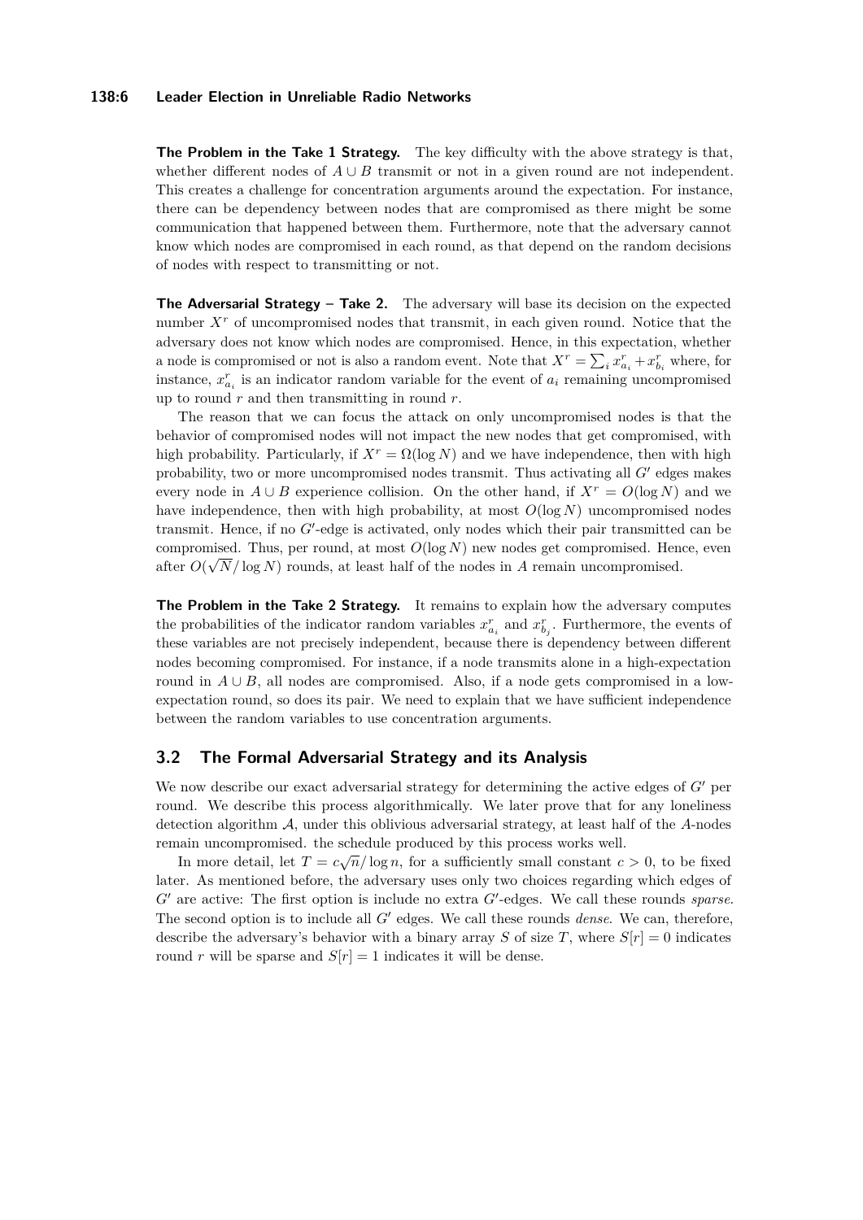**The Problem in the Take 1 Strategy.** The key difficulty with the above strategy is that, whether different nodes of $A \cup B$ transmit or not in a given round are not independent. This creates a challenge for concentration arguments around the expectation. For instance, there can be dependency between nodes that are compromised as there might be some communication that happened between them. Furthermore, note that the adversary cannot know which nodes are compromised in each round, as that depend on the random decisions of nodes with respect to transmitting or not.

**The Adversarial Strategy – Take 2.** The adversary will base its decision on the expected number $X^r$ of uncompromised nodes that transmit, in each given round. Notice that the adversary does not know which nodes are compromised. Hence, in this expectation, whether a node is compromised or not is also a random event. Note that $X^r = \sum_i x^r_{a_i} + x^r_{b_i}$ where, for instance, $x^r_{a_i}$ is an indicator random variable for the event of $a_i$ remaining uncompromised up to round $r$ and then transmitting in round $r$.

The reason that we can focus the attack on only uncompromised nodes is that the behavior of compromised nodes will not impact the new nodes that get compromised, with high probability. Particularly, if $X^r = \Omega(\log N)$ and we have independence, then with high probability, two or more uncompromised nodes transmit. Thus activating all $G'$ edges makes every node in $A \cup B$ experience collision. On the other hand, if $X^r = O(\log N)$ and we have independence, then with high probability, at most $O(\log N)$ uncompromised nodes transmit. Hence, if no $G'$-edge is activated, only nodes which their pair transmitted can be compromised. Thus, per round, at most $O(\log N)$ new nodes get compromised. Hence, even after $O(\sqrt{N}/\log N)$ rounds, at least half of the nodes in $A$ remain uncompromised.

**The Problem in the Take 2 Strategy.** It remains to explain how the adversary computes the probabilities of the indicator random variables $x^r_{a_i}$ and $x^r_{b_j}$. Furthermore, the events of these variables are not precisely independent, because there is dependency between different nodes becoming compromised. For instance, if a node transmits alone in a high-expectation round in $A \cup B$, all nodes are compromised. Also, if a node gets compromised in a low-expectation round, so does its pair. We need to explain that we have sufficient independence between the random variables to use concentration arguments.

## 3.2 The Formal Adversarial Strategy and its Analysis

We now describe our exact adversarial strategy for determining the active edges of $G'$ per round. We describe this process algorithmically. We later prove that for any loneliness detection algorithm $\mathcal{A}$, under this oblivious adversarial strategy, at least half of the $A$-nodes remain uncompromised. the schedule produced by this process works well.

In more detail, let $T = c\sqrt{n}/\log n$, for a sufficiently small constant $c > 0$, to be fixed later. As mentioned before, the adversary uses only two choices regarding which edges of $G'$ are active: The first option is include no extra $G'$-edges. We call these rounds *sparse*. The second option is to include all $G'$ edges. We call these rounds *dense*. We can, therefore, describe the adversary's behavior with a binary array $S$ of size $T$, where $S[r] = 0$ indicates round $r$ will be sparse and $S[r] = 1$ indicates it will be dense.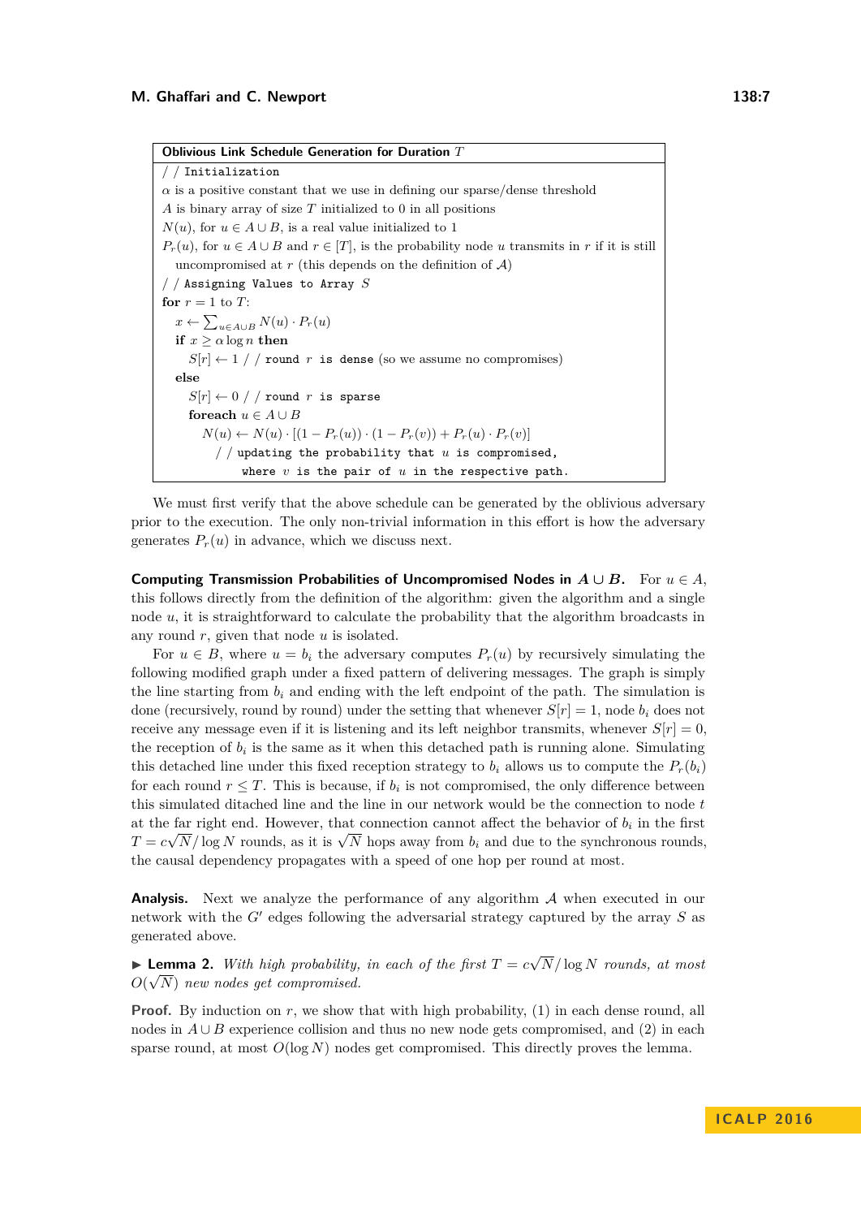**Oblivious Link Schedule Generation for Duration $T$**

```
// Initialization
α is a positive constant that we use in defining our sparse/dense threshold
A is binary array of size T initialized to 0 in all positions
N(u), for u ∈ A ∪ B, is a real value initialized to 1
P_r(u), for u ∈ A ∪ B and r ∈ [T], is the probability node u transmits in r if it is still
    uncompromised at r (this depends on the definition of 𝒜)
// Assigning Values to Array S
for r = 1 to T:
    x ← Σ_{u∈A∪B} N(u) · P_r(u)
    if x ≥ α log n then
        S[r] ← 1 // round r is dense (so we assume no compromises)
    else
        S[r] ← 0 // round r is sparse
        foreach u ∈ A ∪ B
            N(u) ← N(u) · [(1 − P_r(u)) · (1 − P_r(v)) + P_r(u) · P_r(v)]
                // updating the probability that u is compromised,
                    where v is the pair of u in the respective path.
```

We must first verify that the above schedule can be generated by the oblivious adversary prior to the execution. The only non-trivial information in this effort is how the adversary generates $P_r(u)$ in advance, which we discuss next.

**Computing Transmission Probabilities of Uncompromised Nodes in $A \cup B$.** For $u \in A$, this follows directly from the definition of the algorithm: given the algorithm and a single node $u$, it is straightforward to calculate the probability that the algorithm broadcasts in any round $r$, given that node $u$ is isolated.

For $u \in B$, where $u = b_i$ the adversary computes $P_r(u)$ by recursively simulating the following modified graph under a fixed pattern of delivering messages. The graph is simply the line starting from $b_i$ and ending with the left endpoint of the path. The simulation is done (recursively, round by round) under the setting that whenever $S[r] = 1$, node $b_i$ does not receive any message even if it is listening and its left neighbor transmits, whenever $S[r] = 0$, the reception of $b_i$ is the same as it when this detached path is running alone. Simulating this detached line under this fixed reception strategy to $b_i$ allows us to compute the $P_r(b_i)$ for each round $r \leq T$. This is because, if $b_i$ is not compromised, the only difference between this simulated ditached line and the line in our network would be the connection to node $t$ at the far right end. However, that connection cannot affect the behavior of $b_i$ in the first $T = c\sqrt{N}/\log N$ rounds, as it is $\sqrt{N}$ hops away from $b_i$ and due to the synchronous rounds, the causal dependency propagates with a speed of one hop per round at most.

**Analysis.** Next we analyze the performance of any algorithm $\mathcal{A}$ when executed in our network with the $G'$ edges following the adversarial strategy captured by the array $S$ as generated above.

▶ **Lemma 2.** *With high probability, in each of the first $T = c\sqrt{N}/\log N$ rounds, at most $O(\sqrt{N})$ new nodes get compromised.*

**Proof.** By induction on $r$, we show that with high probability, (1) in each dense round, all nodes in $A \cup B$ experience collision and thus no new node gets compromised, and (2) in each sparse round, at most $O(\log N)$ nodes get compromised. This directly proves the lemma.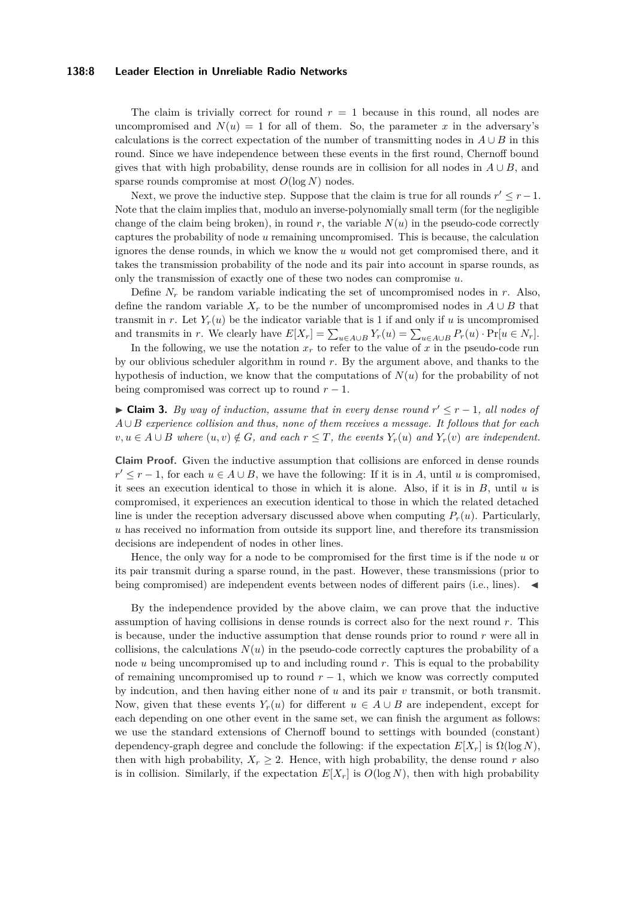The claim is trivially correct for round $r = 1$ because in this round, all nodes are uncompromised and $N(u) = 1$ for all of them. So, the parameter $x$ in the adversary's calculations is the correct expectation of the number of transmitting nodes in $A \cup B$ in this round. Since we have independence between these events in the first round, Chernoff bound gives that with high probability, dense rounds are in collision for all nodes in $A \cup B$, and sparse rounds compromise at most $O(\log N)$ nodes.

Next, we prove the inductive step. Suppose that the claim is true for all rounds $r' \leq r - 1$. Note that the claim implies that, modulo an inverse-polynomially small term (for the negligible change of the claim being broken), in round $r$, the variable $N(u)$ in the pseudo-code correctly captures the probability of node $u$ remaining uncompromised. This is because, the calculation ignores the dense rounds, in which we know the $u$ would not get compromised there, and it takes the transmission probability of the node and its pair into account in sparse rounds, as only the transmission of exactly one of these two nodes can compromise $u$.

Define $N_r$ be random variable indicating the set of uncompromised nodes in $r$. Also, define the random variable $X_r$ to be the number of uncompromised nodes in $A \cup B$ that transmit in $r$. Let $Y_r(u)$ be the indicator variable that is 1 if and only if $u$ is uncompromised and transmits in $r$. We clearly have $E[X_r] = \sum_{u \in A \cup B} Y_r(u) = \sum_{u \in A \cup B} P_r(u) \cdot \Pr[u \in N_r]$.

In the following, we use the notation $x_r$ to refer to the value of $x$ in the pseudo-code run by our oblivious scheduler algorithm in round $r$. By the argument above, and thanks to the hypothesis of induction, we know that the computations of $N(u)$ for the probability of not being compromised was correct up to round $r - 1$.

▶ **Claim 3.** *By way of induction, assume that in every dense round $r' \leq r - 1$, all nodes of $A \cup B$ experience collision and thus, none of them receives a message. It follows that for each $v, u \in A \cup B$ where $(u, v) \notin G$, and each $r \leq T$, the events $Y_r(u)$ and $Y_r(v)$ are independent.*

**Claim Proof.** Given the inductive assumption that collisions are enforced in dense rounds $r' \leq r - 1$, for each $u \in A \cup B$, we have the following: If it is in $A$, until $u$ is compromised, it sees an execution identical to those in which it is alone. Also, if it is in $B$, until $u$ is compromised, it experiences an execution identical to those in which the related detached line is under the reception adversary discussed above when computing $P_r(u)$. Particularly, $u$ has received no information from outside its support line, and therefore its transmission decisions are independent of nodes in other lines.

Hence, the only way for a node to be compromised for the first time is if the node $u$ or its pair transmit during a sparse round, in the past. However, these transmissions (prior to being compromised) are independent events between nodes of different pairs (i.e., lines). ◀

By the independence provided by the above claim, we can prove that the inductive assumption of having collisions in dense rounds is correct also for the next round $r$. This is because, under the inductive assumption that dense rounds prior to round $r$ were all in collisions, the calculations $N(u)$ in the pseudo-code correctly captures the probability of a node $u$ being uncompromised up to and including round $r$. This is equal to the probability of remaining uncompromised up to round $r - 1$, which we know was correctly computed by indcution, and then having either none of $u$ and its pair $v$ transmit, or both transmit. Now, given that these events $Y_r(u)$ for different $u \in A \cup B$ are independent, except for each depending on one other event in the same set, we can finish the argument as follows: we use the standard extensions of Chernoff bound to settings with bounded (constant) dependency-graph degree and conclude the following: if the expectation $E[X_r]$ is $\Omega(\log N)$, then with high probability, $X_r \geq 2$. Hence, with high probability, the dense round $r$ also is in collision. Similarly, if the expectation $E[X_r]$ is $O(\log N)$, then with high probability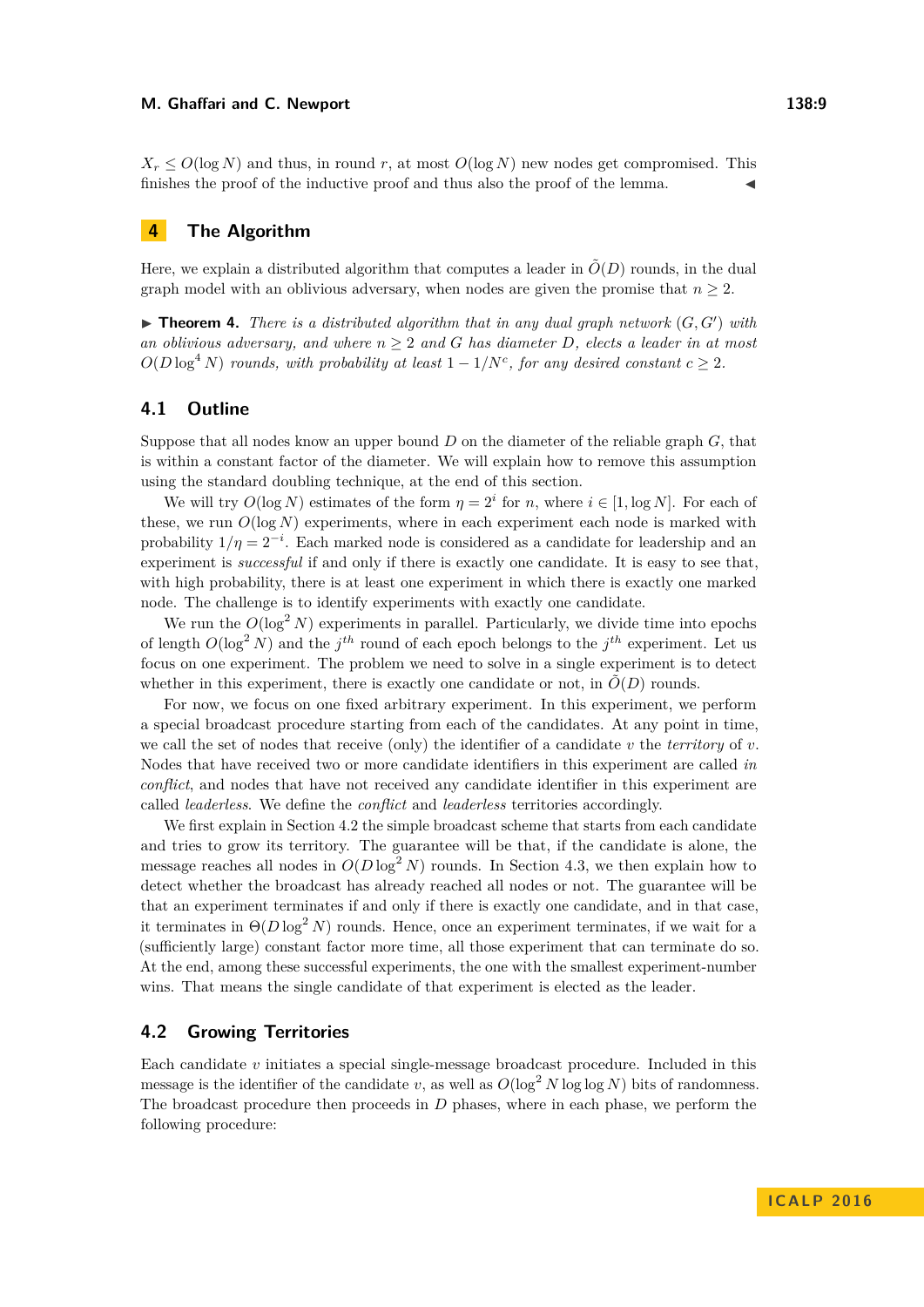$X_r \leq O(\log N)$ and thus, in round $r$, at most $O(\log N)$ new nodes get compromised. This finishes the proof of the inductive proof and thus also the proof of the lemma. ◀

## 4 The Algorithm

Here, we explain a distributed algorithm that computes a leader in $\tilde{O}(D)$ rounds, in the dual graph model with an oblivious adversary, when nodes are given the promise that $n \geq 2$.

▶ **Theorem 4.** *There is a distributed algorithm that in any dual graph network $(G, G')$ with an oblivious adversary, and where $n \geq 2$ and $G$ has diameter $D$, elects a leader in at most $O(D \log^4 N)$ rounds, with probability at least $1 - 1/N^c$, for any desired constant $c \geq 2$.*

### 4.1 Outline

Suppose that all nodes know an upper bound $D$ on the diameter of the reliable graph $G$, that is within a constant factor of the diameter. We will explain how to remove this assumption using the standard doubling technique, at the end of this section.

We will try $O(\log N)$ estimates of the form $\eta = 2^i$ for $n$, where $i \in [1, \log N]$. For each of these, we run $O(\log N)$ experiments, where in each experiment each node is marked with probability $1/\eta = 2^{-i}$. Each marked node is considered as a candidate for leadership and an experiment is *successful* if and only if there is exactly one candidate. It is easy to see that, with high probability, there is at least one experiment in which there is exactly one marked node. The challenge is to identify experiments with exactly one candidate.

We run the $O(\log^2 N)$ experiments in parallel. Particularly, we divide time into epochs of length $O(\log^2 N)$ and the $j^{th}$ round of each epoch belongs to the $j^{th}$ experiment. Let us focus on one experiment. The problem we need to solve in a single experiment is to detect whether in this experiment, there is exactly one candidate or not, in $\tilde{O}(D)$ rounds.

For now, we focus on one fixed arbitrary experiment. In this experiment, we perform a special broadcast procedure starting from each of the candidates. At any point in time, we call the set of nodes that receive (only) the identifier of a candidate $v$ the *territory* of $v$. Nodes that have received two or more candidate identifiers in this experiment are called *in conflict*, and nodes that have not received any candidate identifier in this experiment are called *leaderless*. We define the *conflict* and *leaderless* territories accordingly.

We first explain in Section 4.2 the simple broadcast scheme that starts from each candidate and tries to grow its territory. The guarantee will be that, if the candidate is alone, the message reaches all nodes in $O(D \log^2 N)$ rounds. In Section 4.3, we then explain how to detect whether the broadcast has already reached all nodes or not. The guarantee will be that an experiment terminates if and only if there is exactly one candidate, and in that case, it terminates in $\Theta(D \log^2 N)$ rounds. Hence, once an experiment terminates, if we wait for a (sufficiently large) constant factor more time, all those experiment that can terminate do so. At the end, among these successful experiments, the one with the smallest experiment-number wins. That means the single candidate of that experiment is elected as the leader.

### 4.2 Growing Territories

Each candidate $v$ initiates a special single-message broadcast procedure. Included in this message is the identifier of the candidate $v$, as well as $O(\log^2 N \log\log N)$ bits of randomness. The broadcast procedure then proceeds in $D$ phases, where in each phase, we perform the following procedure: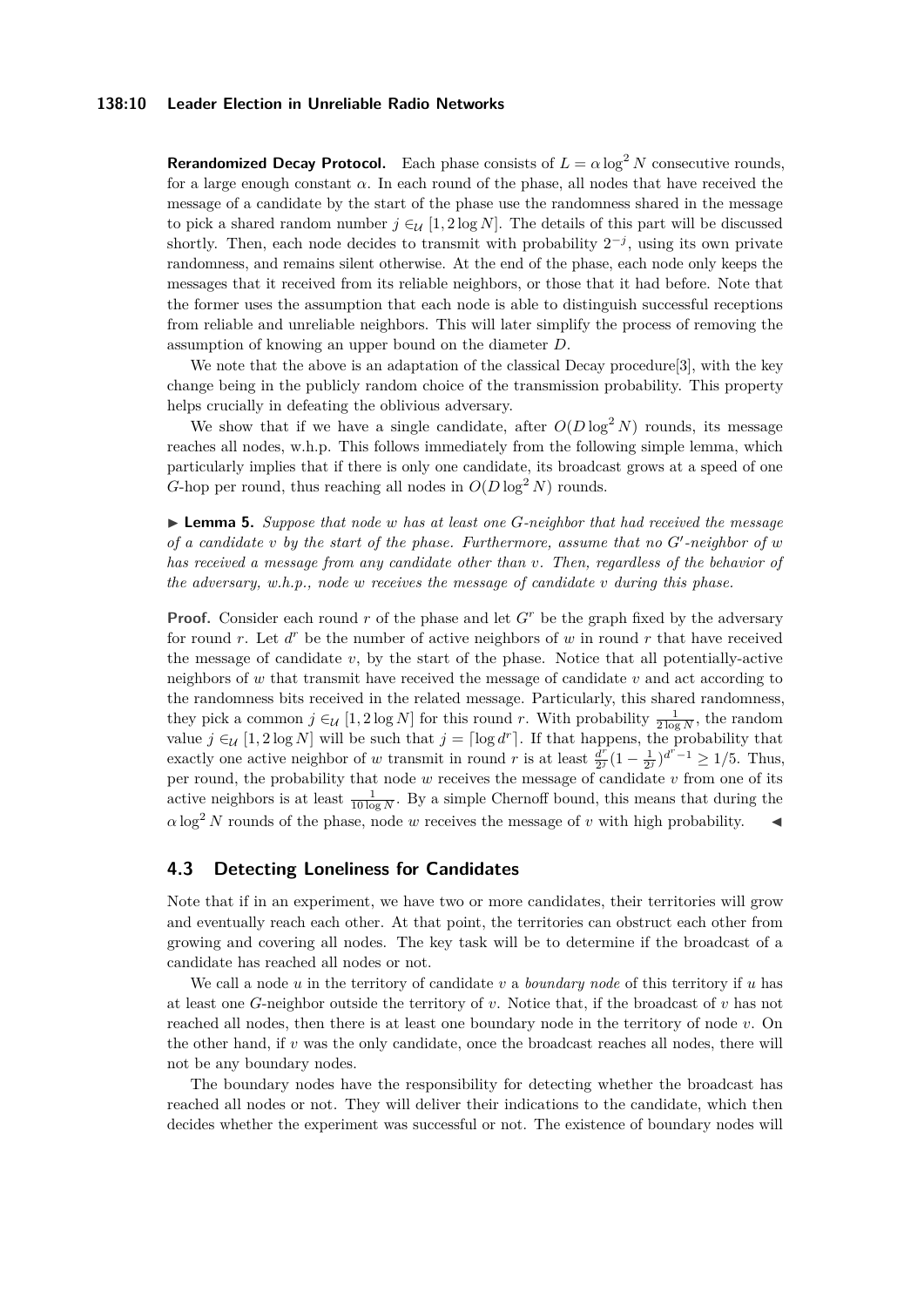**Rerandomized Decay Protocol.** Each phase consists of $L = \alpha \log^2 N$ consecutive rounds, for a large enough constant $\alpha$. In each round of the phase, all nodes that have received the message of a candidate by the start of the phase use the randomness shared in the message to pick a shared random number $j \in_{\mathcal{U}} [1, 2\log N]$. The details of this part will be discussed shortly. Then, each node decides to transmit with probability $2^{-j}$, using its own private randomness, and remains silent otherwise. At the end of the phase, each node only keeps the messages that it received from its reliable neighbors, or those that it had before. Note that the former uses the assumption that each node is able to distinguish successful receptions from reliable and unreliable neighbors. This will later simplify the process of removing the assumption of knowing an upper bound on the diameter $D$.

We note that the above is an adaptation of the classical Decay procedure[3], with the key change being in the publicly random choice of the transmission probability. This property helps crucially in defeating the oblivious adversary.

We show that if we have a single candidate, after $O(D \log^2 N)$ rounds, its message reaches all nodes, w.h.p. This follows immediately from the following simple lemma, which particularly implies that if there is only one candidate, its broadcast grows at a speed of one $G$-hop per round, thus reaching all nodes in $O(D \log^2 N)$ rounds.

▶ **Lemma 5.** *Suppose that node $w$ has at least one $G$-neighbor that had received the message of a candidate $v$ by the start of the phase. Furthermore, assume that no $G'$-neighbor of $w$ has received a message from any candidate other than $v$. Then, regardless of the behavior of the adversary, w.h.p., node $w$ receives the message of candidate $v$ during this phase.*

**Proof.** Consider each round $r$ of the phase and let $G^r$ be the graph fixed by the adversary for round $r$. Let $d^r$ be the number of active neighbors of $w$ in round $r$ that have received the message of candidate $v$, by the start of the phase. Notice that all potentially-active neighbors of $w$ that transmit have received the message of candidate $v$ and act according to the randomness bits received in the related message. Particularly, this shared randomness, they pick a common $j \in_{\mathcal{U}} [1, 2\log N]$ for this round $r$. With probability $\frac{1}{2\log N}$, the random value $j \in_{\mathcal{U}} [1, 2\log N]$ will be such that $j = \lceil \log d^r \rceil$. If that happens, the probability that exactly one active neighbor of $w$ transmit in round $r$ is at least $\frac{d^r}{2^j}(1 - \frac{1}{2^j})^{d^r - 1} \geq 1/5$. Thus, per round, the probability that node $w$ receives the message of candidate $v$ from one of its active neighbors is at least $\frac{1}{10\log N}$. By a simple Chernoff bound, this means that during the $\alpha \log^2 N$ rounds of the phase, node $w$ receives the message of $v$ with high probability. ◀

## 4.3 Detecting Loneliness for Candidates

Note that if in an experiment, we have two or more candidates, their territories will grow and eventually reach each other. At that point, the territories can obstruct each other from growing and covering all nodes. The key task will be to determine if the broadcast of a candidate has reached all nodes or not.

We call a node $u$ in the territory of candidate $v$ a *boundary node* of this territory if $u$ has at least one $G$-neighbor outside the territory of $v$. Notice that, if the broadcast of $v$ has not reached all nodes, then there is at least one boundary node in the territory of node $v$. On the other hand, if $v$ was the only candidate, once the broadcast reaches all nodes, there will not be any boundary nodes.

The boundary nodes have the responsibility for detecting whether the broadcast has reached all nodes or not. They will deliver their indications to the candidate, which then decides whether the experiment was successful or not. The existence of boundary nodes will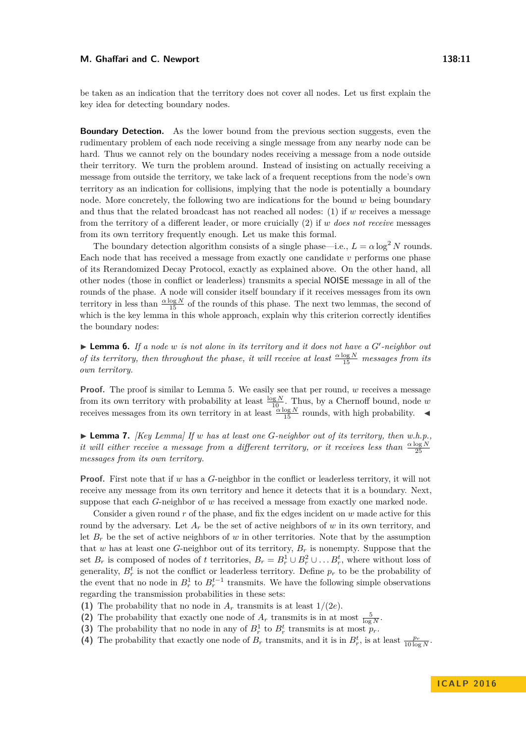be taken as an indication that the territory does not cover all nodes. Let us first explain the key idea for detecting boundary nodes.

**Boundary Detection.** As the lower bound from the previous section suggests, even the rudimentary problem of each node receiving a single message from any nearby node can be hard. Thus we cannot rely on the boundary nodes receiving a message from a node outside their territory. We turn the problem around. Instead of insisting on actually receiving a message from outside the territory, we take lack of a frequent receptions from the node's own territory as an indication for collisions, implying that the node is potentially a boundary node. More concretely, the following two are indications for the bound $w$ being boundary and thus that the related broadcast has not reached all nodes: (1) if $w$ receives a message from the territory of a different leader, or more cruicially (2) if $w$ *does not receive* messages from its own territory frequently enough. Let us make this formal.

The boundary detection algorithm consists of a single phase—i.e., $L = \alpha \log^2 N$ rounds. Each node that has received a message from exactly one candidate $v$ performs one phase of its Rerandomized Decay Protocol, exactly as explained above. On the other hand, all other nodes (those in conflict or leaderless) transmits a special NOISE message in all of the rounds of the phase. A node will consider itself boundary if it receives messages from its own territory in less than $\frac{\alpha \log N}{15}$ of the rounds of this phase. The next two lemmas, the second of which is the key lemma in this whole approach, explain why this criterion correctly identifies the boundary nodes:

▶ **Lemma 6.** *If a node $w$ is not alone in its territory and it does not have a $G'$-neighbor out of its territory, then throughout the phase, it will receive at least $\frac{\alpha \log N}{15}$ messages from its own territory.*

**Proof.** The proof is similar to Lemma 5. We easily see that per round, $w$ receives a message from its own territory with probability at least $\frac{\log N}{10}$. Thus, by a Chernoff bound, node $w$ receives messages from its own territory in at least $\frac{\alpha \log N}{15}$ rounds, with high probability. ◀

▶ **Lemma 7.** *[Key Lemma] If $w$ has at least one $G$-neighbor out of its territory, then w.h.p., it will either receive a message from a different territory, or it receives less than $\frac{\alpha \log N}{25}$ messages from its own territory.*

**Proof.** First note that if $w$ has a $G$-neighbor in the conflict or leaderless territory, it will not receive any message from its own territory and hence it detects that it is a boundary. Next, suppose that each $G$-neighbor of $w$ has received a message from exactly one marked node.

Consider a given round $r$ of the phase, and fix the edges incident on $w$ made active for this round by the adversary. Let $A_r$ be the set of active neighbors of $w$ in its own territory, and let $B_r$ be the set of active neighbors of $w$ in other territories. Note that by the assumption that $w$ has at least one $G$-neighbor out of its territory, $B_r$ is nonempty. Suppose that the set $B_r$ is composed of nodes of $t$ territories, $B_r = B_r^1 \cup B_r^2 \cup \ldots B_r^t$, where without loss of generality, $B_r^t$ is not the conflict or leaderless territory. Define $p_r$ to be the probability of the event that no node in $B_r^1$ to $B_r^{t-1}$ transmits. We have the following simple observations regarding the transmission probabilities in these sets:

**(1)** The probability that no node in $A_r$ transmits is at least $1/(2e)$.
**(2)** The probability that exactly one node of $A_r$ transmits is in at most $\frac{5}{\log N}$.
**(3)** The probability that no node in any of $B_r^1$ to $B_r^t$ transmits is at most $p_r$.
**(4)** The probability that exactly one node of $B_r$ transmits, and it is in $B_r^t$, is at least $\frac{p_r}{10 \log N}$.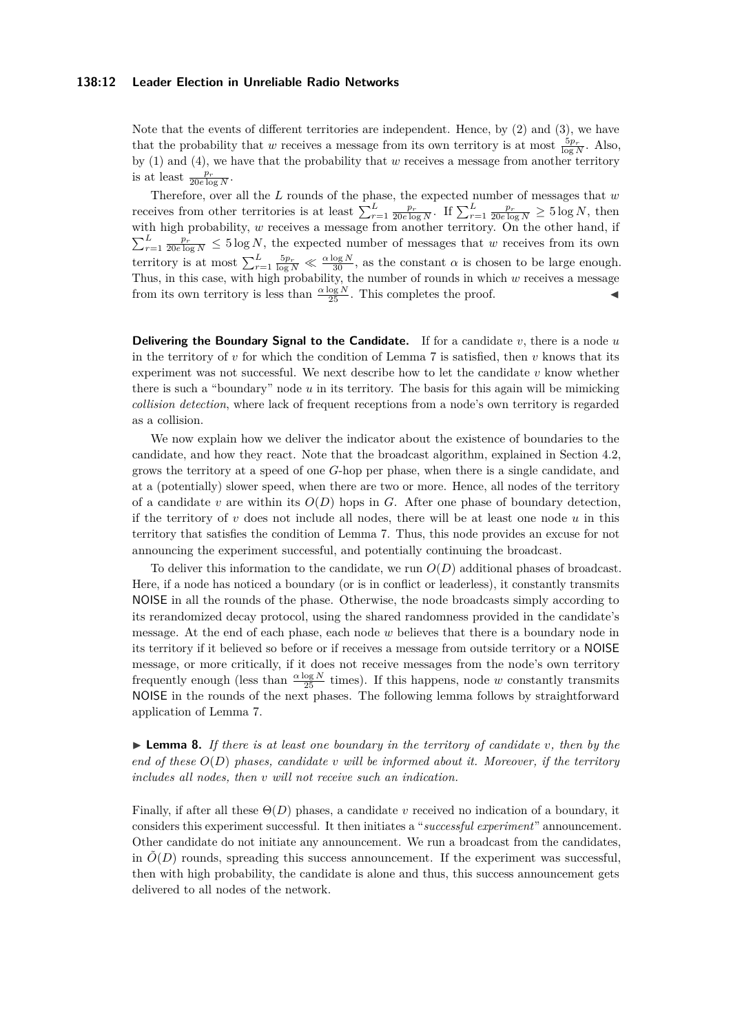Note that the events of different territories are independent. Hence, by (2) and (3), we have that the probability that $w$ receives a message from its own territory is at most $\frac{5p_r}{\log N}$. Also, by (1) and (4), we have that the probability that $w$ receives a message from another territory is at least $\frac{p_r}{20e \log N}$.

Therefore, over all the $L$ rounds of the phase, the expected number of messages that $w$ receives from other territories is at least $\sum_{r=1}^{L} \frac{p_r}{20e \log N}$. If $\sum_{r=1}^{L} \frac{p_r}{20e \log N} \geq 5 \log N$, then with high probability, $w$ receives a message from another territory. On the other hand, if $\sum_{r=1}^{L} \frac{p_r}{20e \log N} \leq 5 \log N$, the expected number of messages that $w$ receives from its own territory is at most $\sum_{r=1}^{L} \frac{5p_r}{\log N} \ll \frac{\alpha \log N}{30}$, as the constant $\alpha$ is chosen to be large enough. Thus, in this case, with high probability, the number of rounds in which $w$ receives a message from its own territory is less than $\frac{\alpha \log N}{25}$. This completes the proof. ◀

**Delivering the Boundary Signal to the Candidate.** If for a candidate $v$, there is a node $u$ in the territory of $v$ for which the condition of Lemma 7 is satisfied, then $v$ knows that its experiment was not successful. We next describe how to let the candidate $v$ know whether there is such a "boundary" node $u$ in its territory. The basis for this again will be mimicking *collision detection*, where lack of frequent receptions from a node's own territory is regarded as a collision.

We now explain how we deliver the indicator about the existence of boundaries to the candidate, and how they react. Note that the broadcast algorithm, explained in Section 4.2, grows the territory at a speed of one $G$-hop per phase, when there is a single candidate, and at a (potentially) slower speed, when there are two or more. Hence, all nodes of the territory of a candidate $v$ are within its $O(D)$ hops in $G$. After one phase of boundary detection, if the territory of $v$ does not include all nodes, there will be at least one node $u$ in this territory that satisfies the condition of Lemma 7. Thus, this node provides an excuse for not announcing the experiment successful, and potentially continuing the broadcast.

To deliver this information to the candidate, we run $O(D)$ additional phases of broadcast. Here, if a node has noticed a boundary (or is in conflict or leaderless), it constantly transmits NOISE in all the rounds of the phase. Otherwise, the node broadcasts simply according to its rerandomized decay protocol, using the shared randomness provided in the candidate's message. At the end of each phase, each node $w$ believes that there is a boundary node in its territory if it believed so before or if receives a message from outside territory or a NOISE message, or more critically, if it does not receive messages from the node's own territory frequently enough (less than $\frac{\alpha \log N}{25}$ times). If this happens, node $w$ constantly transmits NOISE in the rounds of the next phases. The following lemma follows by straightforward application of Lemma 7.

▶ **Lemma 8.** *If there is at least one boundary in the territory of candidate $v$, then by the end of these $O(D)$ phases, candidate $v$ will be informed about it. Moreover, if the territory includes all nodes, then $v$ will not receive such an indication.*

Finally, if after all these $\Theta(D)$ phases, a candidate $v$ received no indication of a boundary, it considers this experiment successful. It then initiates a "*successful experiment*" announcement. Other candidate do not initiate any announcement. We run a broadcast from the candidates, in $\tilde{O}(D)$ rounds, spreading this success announcement. If the experiment was successful, then with high probability, the candidate is alone and thus, this success announcement gets delivered to all nodes of the network.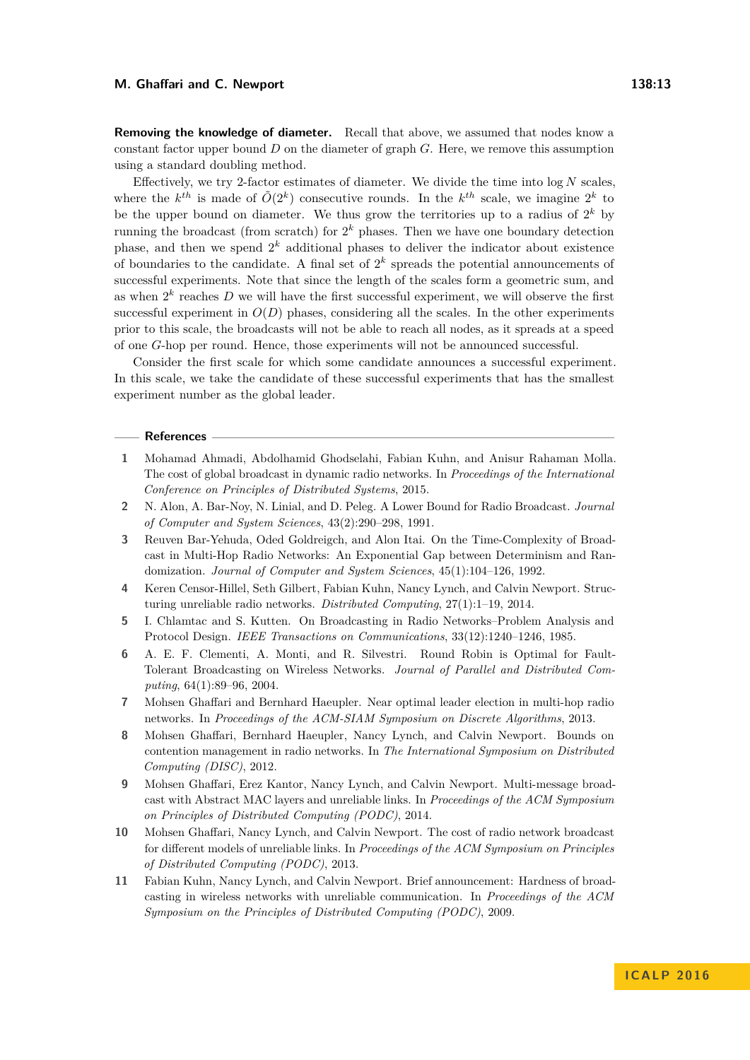**Removing the knowledge of diameter.** Recall that above, we assumed that nodes know a constant factor upper bound $D$ on the diameter of graph $G$. Here, we remove this assumption using a standard doubling method.

Effectively, we try 2-factor estimates of diameter. We divide the time into $\log N$ scales, where the $k^{th}$ is made of $\tilde{O}(2^k)$ consecutive rounds. In the $k^{th}$ scale, we imagine $2^k$ to be the upper bound on diameter. We thus grow the territories up to a radius of $2^k$ by running the broadcast (from scratch) for $2^k$ phases. Then we have one boundary detection phase, and then we spend $2^k$ additional phases to deliver the indicator about existence of boundaries to the candidate. A final set of $2^k$ spreads the potential announcements of successful experiments. Note that since the length of the scales form a geometric sum, and as when $2^k$ reaches $D$ we will have the first successful experiment, we will observe the first successful experiment in $O(D)$ phases, considering all the scales. In the other experiments prior to this scale, the broadcasts will not be able to reach all nodes, as it spreads at a speed of one $G$-hop per round. Hence, those experiments will not be announced successful.

Consider the first scale for which some candidate announces a successful experiment. In this scale, we take the candidate of these successful experiments that has the smallest experiment number as the global leader.

## References

1. Mohamad Ahmadi, Abdolhamid Ghodselahi, Fabian Kuhn, and Anisur Rahaman Molla. The cost of global broadcast in dynamic radio networks. In *Proceedings of the International Conference on Principles of Distributed Systems*, 2015.
2. N. Alon, A. Bar-Noy, N. Linial, and D. Peleg. A Lower Bound for Radio Broadcast. *Journal of Computer and System Sciences*, 43(2):290–298, 1991.
3. Reuven Bar-Yehuda, Oded Goldreigch, and Alon Itai. On the Time-Complexity of Broadcast in Multi-Hop Radio Networks: An Exponential Gap between Determinism and Randomization. *Journal of Computer and System Sciences*, 45(1):104–126, 1992.
4. Keren Censor-Hillel, Seth Gilbert, Fabian Kuhn, Nancy Lynch, and Calvin Newport. Structuring unreliable radio networks. *Distributed Computing*, 27(1):1–19, 2014.
5. I. Chlamtac and S. Kutten. On Broadcasting in Radio Networks–Problem Analysis and Protocol Design. *IEEE Transactions on Communications*, 33(12):1240–1246, 1985.
6. A. E. F. Clementi, A. Monti, and R. Silvestri. Round Robin is Optimal for Fault-Tolerant Broadcasting on Wireless Networks. *Journal of Parallel and Distributed Computing*, 64(1):89–96, 2004.
7. Mohsen Ghaffari and Bernhard Haeupler. Near optimal leader election in multi-hop radio networks. In *Proceedings of the ACM-SIAM Symposium on Discrete Algorithms*, 2013.
8. Mohsen Ghaffari, Bernhard Haeupler, Nancy Lynch, and Calvin Newport. Bounds on contention management in radio networks. In *The International Symposium on Distributed Computing (DISC)*, 2012.
9. Mohsen Ghaffari, Erez Kantor, Nancy Lynch, and Calvin Newport. Multi-message broadcast with Abstract MAC layers and unreliable links. In *Proceedings of the ACM Symposium on Principles of Distributed Computing (PODC)*, 2014.
10. Mohsen Ghaffari, Nancy Lynch, and Calvin Newport. The cost of radio network broadcast for different models of unreliable links. In *Proceedings of the ACM Symposium on Principles of Distributed Computing (PODC)*, 2013.
11. Fabian Kuhn, Nancy Lynch, and Calvin Newport. Brief announcement: Hardness of broadcasting in wireless networks with unreliable communication. In *Proceedings of the ACM Symposium on the Principles of Distributed Computing (PODC)*, 2009.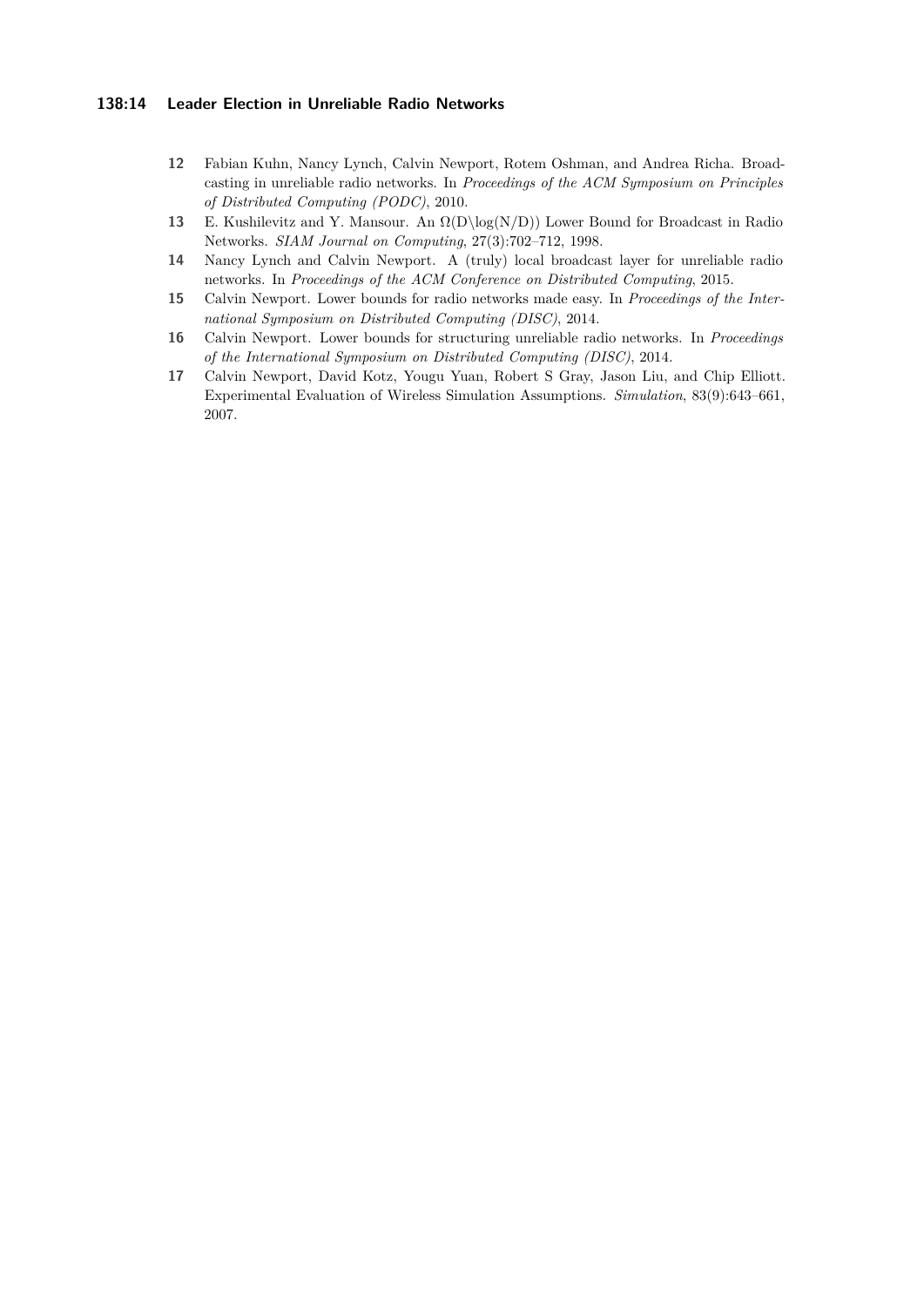12 Fabian Kuhn, Nancy Lynch, Calvin Newport, Rotem Oshman, and Andrea Richa. Broadcasting in unreliable radio networks. In *Proceedings of the ACM Symposium on Principles of Distributed Computing (PODC)*, 2010.

13 E. Kushilevitz and Y. Mansour. An $\Omega(D\log(N/D))$ Lower Bound for Broadcast in Radio Networks. *SIAM Journal on Computing*, 27(3):702–712, 1998.

14 Nancy Lynch and Calvin Newport. A (truly) local broadcast layer for unreliable radio networks. In *Proceedings of the ACM Conference on Distributed Computing*, 2015.

15 Calvin Newport. Lower bounds for radio networks made easy. In *Proceedings of the International Symposium on Distributed Computing (DISC)*, 2014.

16 Calvin Newport. Lower bounds for structuring unreliable radio networks. In *Proceedings of the International Symposium on Distributed Computing (DISC)*, 2014.

17 Calvin Newport, David Kotz, Yougu Yuan, Robert S Gray, Jason Liu, and Chip Elliott. Experimental Evaluation of Wireless Simulation Assumptions. *Simulation*, 83(9):643–661, 2007.